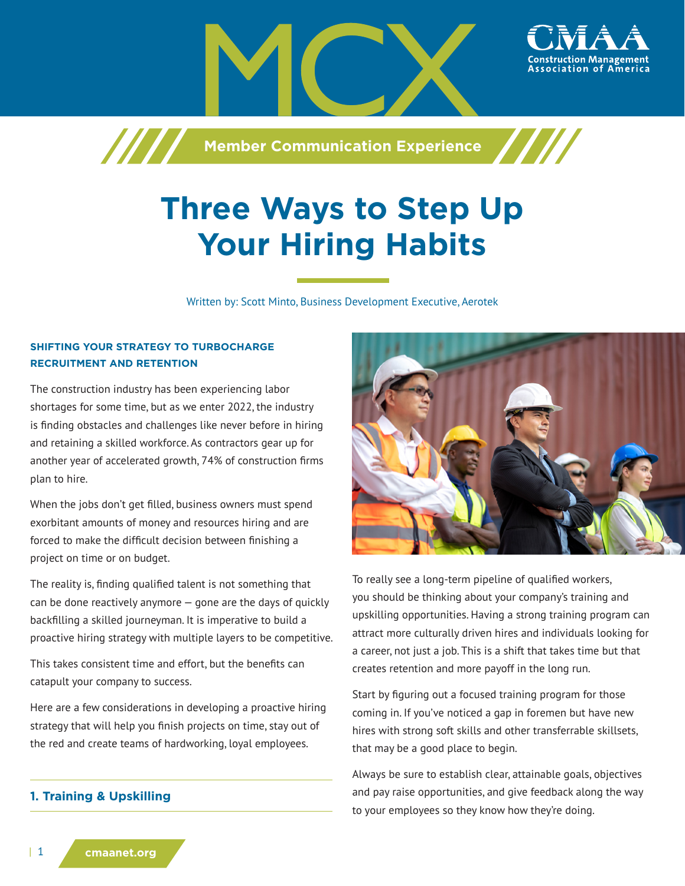# Three Ways to Step Up Your Hiring Habits

Written by: Scott Minto, Business Development Executive, Aerotek

### SHIFTING YOUR STRATEGY TO TURBOCHARGE RECRUITMENT AND RETENTION

The construction industry has been experiencing labor shortages for some time, but as we enter 2022, the industry is finding obstacles and challenges like never before in hiring and retaining a skilled workforce. As contractors gear up for another year of accelerated growth, 74% of construction firms plan to hire.

When the jobs don't get filled, business owners must spend exorbitant amounts of money and resources hiring and are forced to make the difficult decision between finishing a project on time or on budget.

The reality is, finding qualified talent is not something that can be done reactively anymore — gone are the days of quickly backfilling a skilled journeyman. It is imperative to build a proactive hiring strategy with multiple layers to be competitive.

This takes consistent time and effort, but the benefits can catapult your company to success.

Here are a few considerations in developing a proactive hiring strategy that will help you finish projects on time, stay out of the red and create teams of hardworking, loyal employees.

## 1. Training & Upskilling

To really see a long-term pipeline of qualified workers, you should be thinking about your company's training and upskilling opportunities. Having a strong training program can attract more culturally driven hires and individuals looking for a career, not just a job. This is a shift that takes time but that creates retention and more payoff in the long run.

Start by figuring out a focused training program for those coming in. If you've noticed a gap in foremen but have new hires with strong soft skills and other transferrable skillsets, that may be a good place to begin.

Always be sure to establish clear, attainable goals, objectives and pay raise opportunities, and give feedback along the way to your employees so they know how they're doing.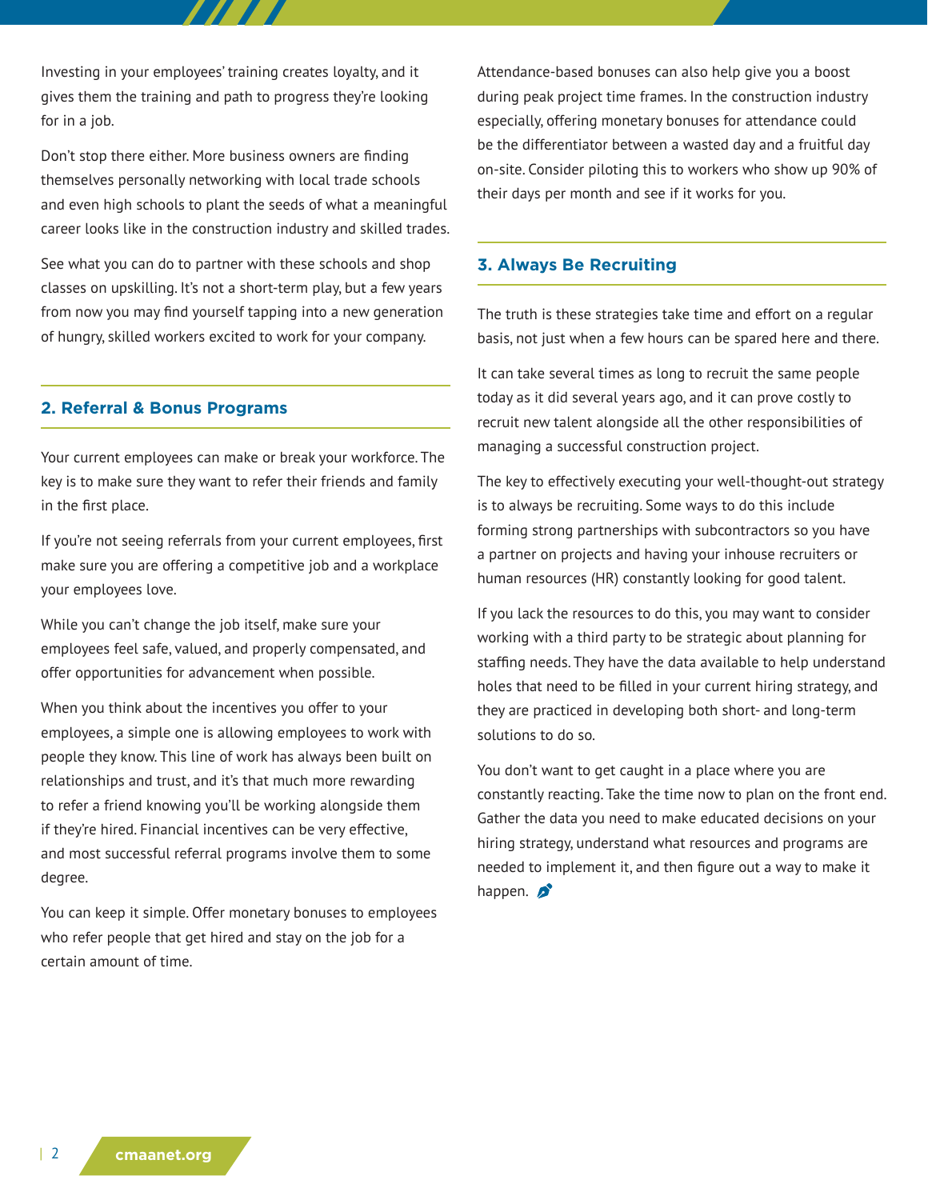Investing in your employees' training creates loyalty, and it gives them the training and path to progress they're looking for in a job.

Don't stop there either. More business owners are finding themselves personally networking with local trade schools and even high schools to plant the seeds of what a meaningful career looks like in the construction industry and skilled trades.

See what you can do to partner with these schools and shop classes on upskilling. It's not a short-term play, but a few years from now you may find yourself tapping into a new generation of hungry, skilled workers excited to work for your company.

## 2. Referral & Bonus Programs

Your current employees can make or break your workforce. The key is to make sure they want to refer their friends and family in the first place.

If you're not seeing referrals from your current employees, first make sure you are offering a competitive job and a workplace your employees love.

While you can't change the job itself, make sure your employees feel safe, valued, and properly compensated, and offer opportunities for advancement when possible.

When you think about the incentives you offer to your employees, a simple one is allowing employees to work with people they know. This line of work has always been built on relationships and trust, and it's that much more rewarding to refer a friend knowing you'll be working alongside them if they're hired. Financial incentives can be very effective, and most successful referral programs involve them to some degree.

You can keep it simple. Offer monetary bonuses to employees who refer people that get hired and stay on the job for a certain amount of time.

Attendance-based bonuses can also help give you a boost during peak project time frames. In the construction industry especially, offering monetary bonuses for attendance could be the differentiator between a wasted day and a fruitful day on-site. Consider piloting this to workers who show up 90% of their days per month and see if it works for you.

## 3. Always Be Recruiting

The truth is these strategies take time and effort on a regular basis, not just when a few hours can be spared here and there.

It can take several times as long to recruit the same people today as it did several years ago, and it can prove costly to recruit new talent alongside all the other responsibilities of managing a successful construction project.

The key to effectively executing your well-thought-out strategy is to always be recruiting. Some ways to do this include forming strong partnerships with subcontractors so you have a partner on projects and having your inhouse recruiters or human resources (HR) constantly looking for good talent.

If you lack the resources to do this, you may want to consider working with a third party to be strategic about planning for staffing needs. They have the data available to help understand holes that need to be filled in your current hiring strategy, and they are practiced in developing both short- and long-term solutions to do so.

You don't want to get caught in a place where you are constantly reacting. Take the time now to plan on the front end. Gather the data you need to make educated decisions on your hiring strategy, understand what resources and programs are needed to implement it, and then figure out a way to make it happen.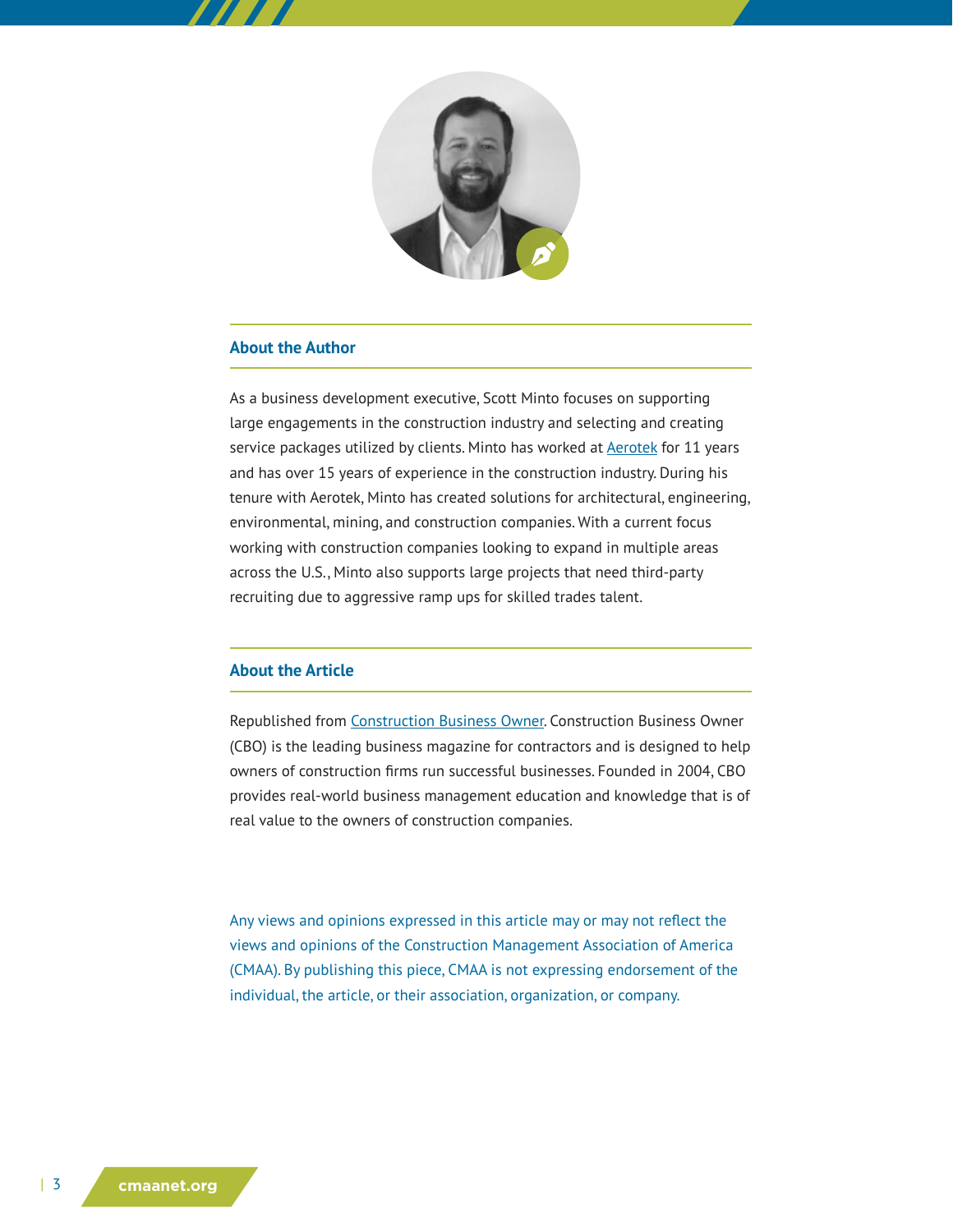## About the Author

As a business development executive, Scott Minto focuses on supporting large engagements in the construction industry and selecting and creating service packages utilized by clients. Minto has worked at Aerotek for 11 years and has over 15 years of experience in the construction industry. During his tenure with Aerotek, Minto has created solutions for architectural, engineering, environmental, mining, and construction companies. With a current focus working with construction companies looking to expand in multiple areas across the U.S., Minto also supports large projects that need third-party recruiting due to aggressive ramp ups for skilled trades talent.

## About the Article

Republished from Construction Business Owner. Construction Business Owner (CBO) is the leading business magazine for contractors and is designed to help owners of construction firms run successful businesses. Founded in 2004, CBO provides real-world business management education and knowledge that is of real value to the owners of construction companies.

Any views and opinions expressed in this article may or may not reflect the views and opinions of the Construction Management Association of America (CMAA). By publishing this piece, CMAA is not expressing endorsement of the individual, the article, or their association, organization, or company.